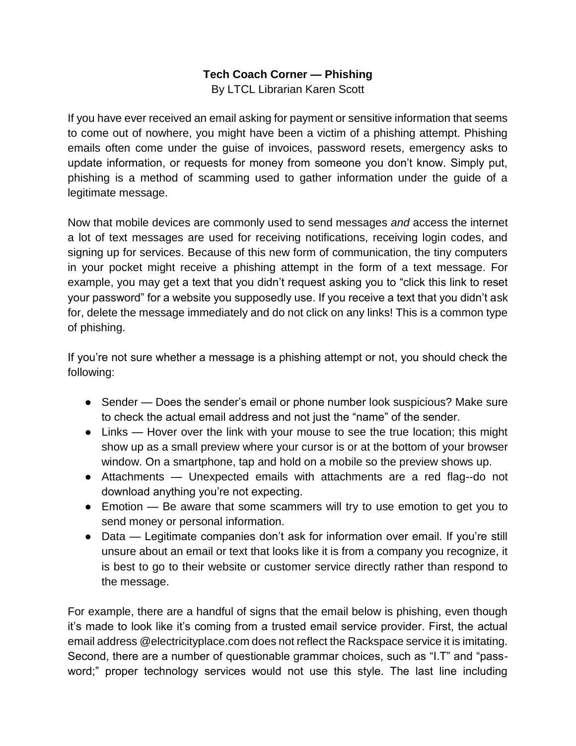**Tech Coach Corner — Phishing**

By LTCL Librarian Karen Scott

If you have ever received an email asking for payment or sensitive information that seems to come out of nowhere, you might have been a victim of a phishing attempt. Phishing emails often come under the guise of invoices, password resets, emergency asks to update information, or requests for money from someone you don't know. Simply put, phishing is a method of scamming used to gather information under the guide of a legitimate message.

Now that mobile devices are commonly used to send messages *and* access the internet a lot of text messages are used for receiving notifications, receiving login codes, and signing up for services. Because of this new form of communication, the tiny computers in your pocket might receive a phishing attempt in the form of a text message. For example, you may get a text that you didn't request asking you to "click this link to reset your password" for a website you supposedly use. If you receive a text that you didn't ask for, delete the message immediately and do not click on any links! This is a common type of phishing.

If you're not sure whether a message is a phishing attempt or not, you should check the following:

- Sender — Does the sender's email or phone number look suspicious? Make sure to check the actual email address and not just the "name" of the sender.
- Links — Hover over the link with your mouse to see the true location; this might show up as a small preview where your cursor is or at the bottom of your browser window. On a smartphone, tap and hold on a mobile so the preview shows up.
- Attachments — Unexpected emails with attachments are a red flag--do not download anything you're not expecting.
- Emotion — Be aware that some scammers will try to use emotion to get you to send money or personal information.
- Data — Legitimate companies don't ask for information over email. If you're still unsure about an email or text that looks like it is from a company you recognize, it is best to go to their website or customer service directly rather than respond to the message.

For example, there are a handful of signs that the email below is phishing, even though it's made to look like it's coming from a trusted email service provider. First, the actual email address @electricityplace.com does not reflect the Rackspace service it is imitating. Second, there are a number of questionable grammar choices, such as "I.T" and "pass-word;" proper technology services would not use this style. The last line including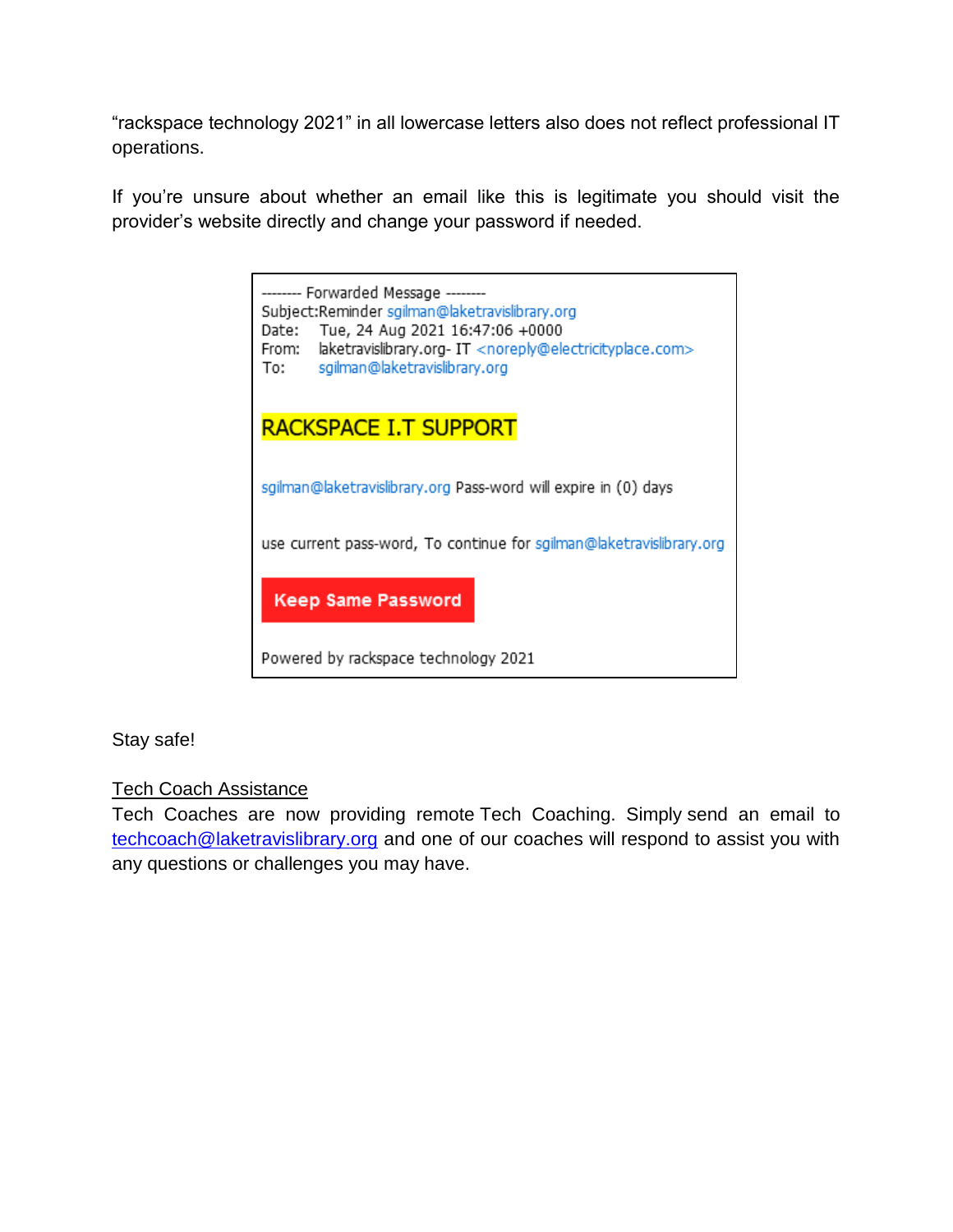"rackspace technology 2021" in all lowercase letters also does not reflect professional IT operations.

If you're unsure about whether an email like this is legitimate you should visit the provider's website directly and change your password if needed.

-------- Forwarded Message --------
Subject:Reminder sgilman@laketravislibrary.org
Date: Tue, 24 Aug 2021 16:47:06 +0000
From: laketravislibrary.org- IT <noreply@electricityplace.com>
To: sgilman@laketravislibrary.org

**RACKSPACE I.T SUPPORT**

sgilman@laketravislibrary.org Pass-word will expire in (0) days

use current pass-word, To continue for sgilman@laketravislibrary.org

**Keep Same Password**

Powered by rackspace technology 2021

Stay safe!

Tech Coach Assistance

Tech Coaches are now providing remote Tech Coaching. Simply send an email to techcoach@laketravislibrary.org and one of our coaches will respond to assist you with any questions or challenges you may have.